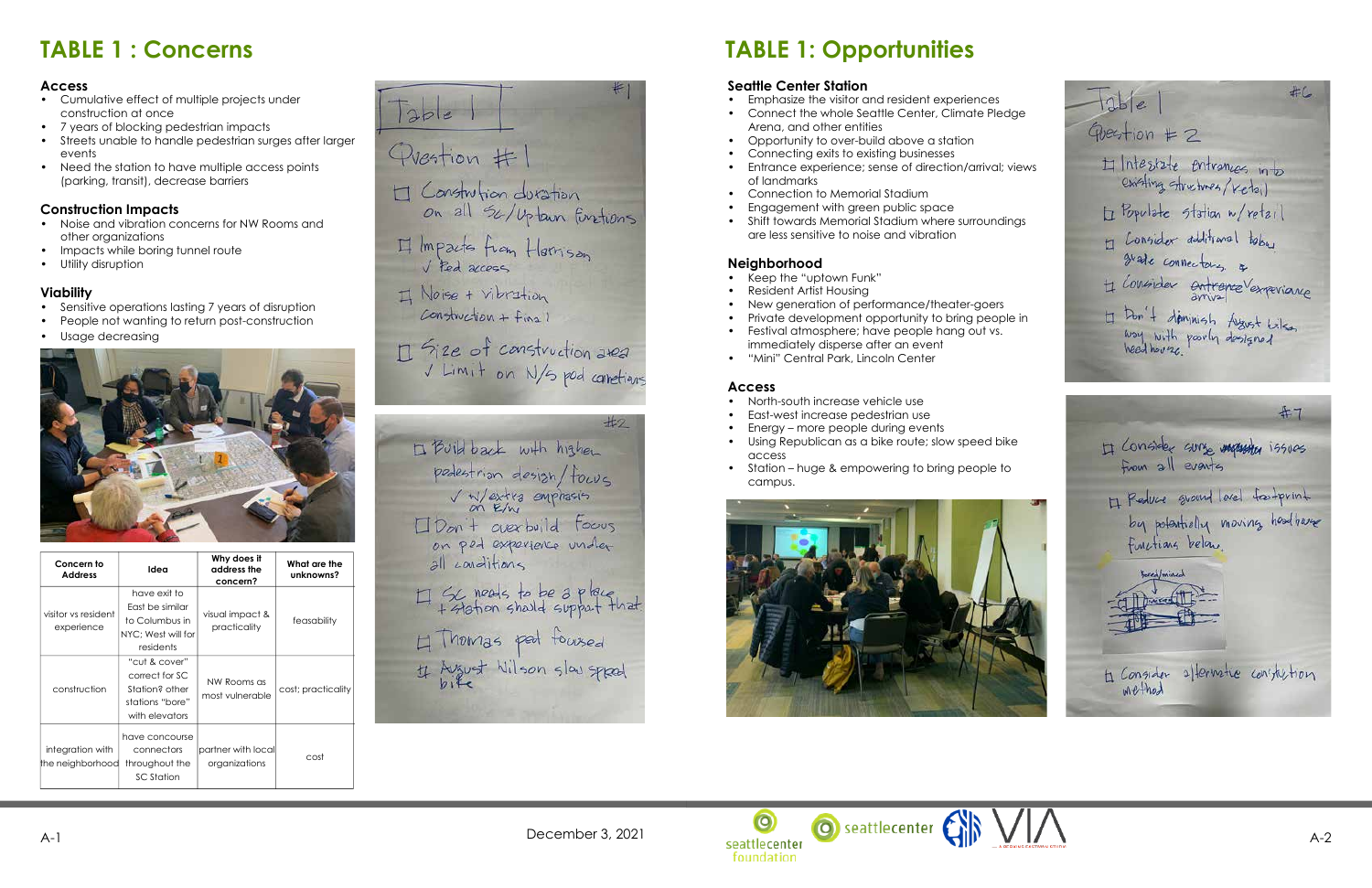# TABLE 1 : Concerns

### Access

- Cumulative effect of multiple projects under construction at once
- 7 years of blocking pedestrian impacts
- Streets unable to handle pedestrian surges after larger events
- Need the station to have multiple access points (parking, transit), decrease barriers

### Construction Impacts

- Noise and vibration concerns for NW Rooms and other organizations
- Impacts while boring tunnel route
- Utility disruption

### Viability

- Sensitive operations lasting 7 years of disruption
- People not wanting to return post-construction
- Usage decreasing

| Concern to Address | Idea | Why does it address the concern? | What are the unknowns? |
|---|---|---|---|
| visitor vs resident experience | have exit to East be similar to Columbus in NYC; West will for residents | visual impact & practicality | feasability |
| construction | "cut & cover" correct for SC Station? other stations "bore" with elevators | NW Rooms as most vulnerable | cost; practicality |
| integration with the neighborhood | have concourse connectors throughout the SC Station | partner with local organizations | cost |

#1

Table 1

Question #1

- Construction duration on all SC/Uptown functions
- Impacts from Harrison
  - ✓ Ped access
- Noise + vibration
  - Construction + final
- Size of construction area
  - ✓ Limit on N/S ped connections

#2

- Build back with higher pedestrian design/focus
  - ✓ w/extra emphasis on E/W
- Don't overbuild. Focus on ped experience under all conditions
- SC needs to be a place + station should support that
- Thomas ped focused
- August Wilson slow speed bike

# TABLE 1: Opportunities

### Seattle Center Station

- Emphasize the visitor and resident experiences
- Connect the whole Seattle Center, Climate Pledge Arena, and other entities
- Opportunity to over-build above a station
- Connecting exits to existing businesses
- Entrance experience; sense of direction/arrival; views of landmarks
- Connection to Memorial Stadium
- Engagement with green public space
- Shift towards Memorial Stadium where surroundings are less sensitive to noise and vibration

### Neighborhood

- Keep the "uptown Funk"
- Resident Artist Housing
- New generation of performance/theater-goers
- Private development opportunity to bring people in
- Festival atmosphere; have people hang out vs. immediately disperse after an event
- "Mini" Central Park, Lincoln Center

### Access

- North-south increase vehicle use
- East-west increase pedestrian use
- Energy – more people during events
- Using Republican as a bike route; slow speed bike access
- Station – huge & empowering to bring people to campus.

#6

Table 1

Question #2

- Integrate entrances into existing structures/retail
- Populate station w/retail
- Consider additional below grade connections
- Consider entrance/arrival experience
- Don't diminish August Wilson Way with poorly designed headhouse.

#7

- Consider surge issues from all events
- Reduce ground level footprint by potentially moving headhouse functions below.
- Consider alternative construction method

December 3, 2021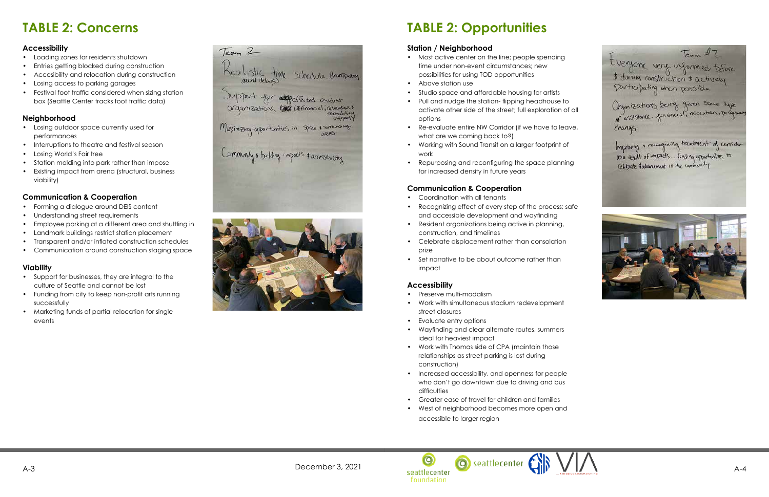# TABLE 2: Concerns

### Accessibility

- Loading zones for residents shutdown
- Entries getting blocked during construction
- Accesibility and relocation during construction
- Losing access to parking garages
- Festival foot traffic considered when sizing station box (Seattle Center tracks foot traffic data)

### Neighborhood

- Losing outdoor space currently used for performances
- Interruptions to theatre and festival season
- Losing World's Fair tree
- Station molding into park rather than impose
- Existing impact from arena (structural, business viability)

### Communication & Cooperation

- Forming a dialogue around DEIS content
- Understanding street requirements
- Employee parking at a different area and shuttling in
- Landmark buildings restrict station placement
- Transparent and/or inflated construction schedules
- Communication around construction staging space

### Viability

- Support for businesses, they are integral to the culture of Seattle and cannot be lost
- Funding from city to keep non-profit arts running successfully
- Marketing funds of partial relocation for single events

# TABLE 2: Opportunities

### Station / Neighborhood

- Most active center on the line; people spending time under non-event circumstances; new possibilities for using TOD opportunities
- Above station use
- Studio space and affordable housing for artists
- Pull and nudge the station- flipping headhouse to activate other side of the street; full exploration of all options
- Re-evaluate entire NW Corridor (if we have to leave, what are we coming back to?)
- Working with Sound Transit on a larger footprint of work
- Repurposing and reconfiguring the space planning for increased density in future years

### Communication & Cooperation

- Coordination with all tenants
- Recognizing effect of every step of the process; safe and accessible development and wayfinding
- Resident organizations being active in planning, construction, and timelines
- Celebrate displacement rather than consolation prize
- Set narrative to be about outcome rather than impact

### Accessibility

- Preserve multi-modalism
- Work with simultaneous stadium redevelopment street closures
- Evaluate entry options
- Wayfinding and clear alternate routes, summers ideal for heaviest impact
- Work with Thomas side of CPA (maintain those relationships as street parking is lost during construction)
- Increased accessibility, and openness for people who don't go downtown due to driving and bus difficulties
- Greater ease of travel for children and families
- West of neighborhood becomes more open and accessible to larger region

December 3, 2021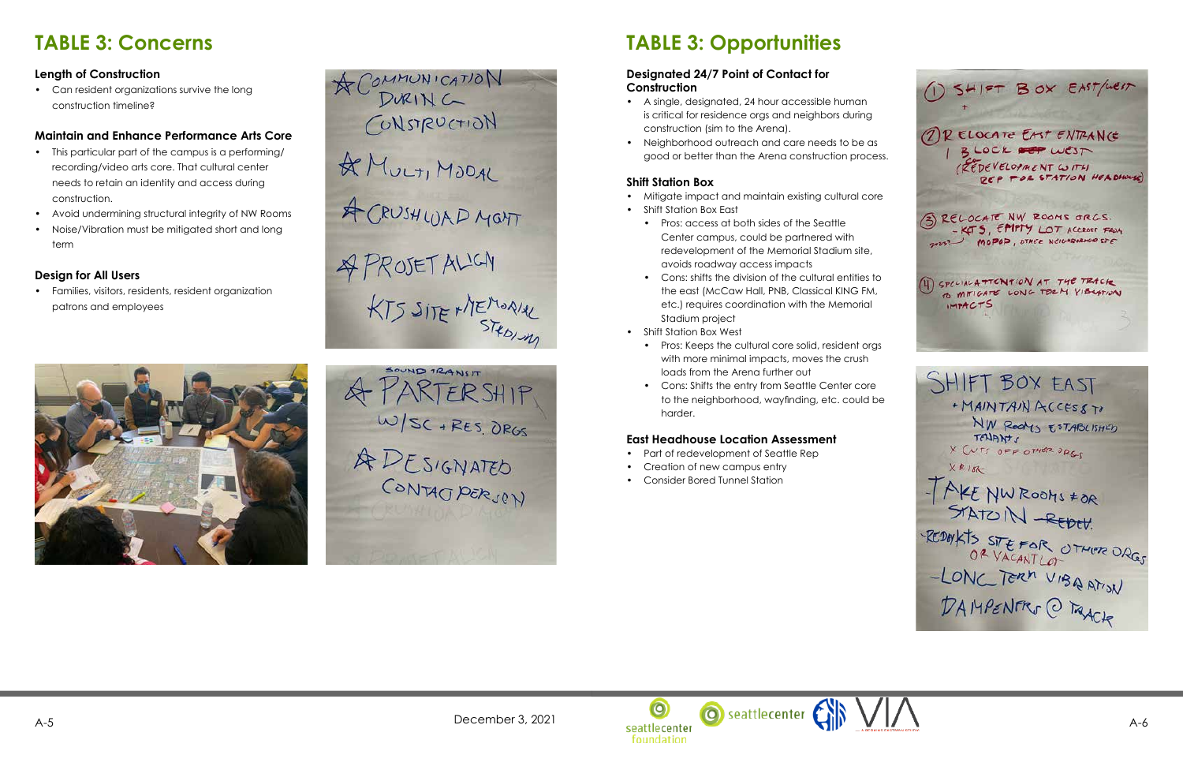# TABLE 3: Concerns

### Length of Construction

- Can resident organizations survive the long construction timeline?

### Maintain and Enhance Performance Arts Core

- This particular part of the campus is a performing/ recording/video arts core. That cultural center needs to retain an identity and access during construction.
- Avoid undermining structural integrity of NW Rooms
- Noise/Vibration must be mitigated short and long term

### Design for All Users

- Families, visitors, residents, resident organization patrons and employees

# TABLE 3: Opportunities

### Designated 24/7 Point of Contact for Construction

- A single, designated, 24 hour accessible human is critical for residence orgs and neighbors during construction (sim to the Arena).
- Neighborhood outreach and care needs to be as good or better than the Arena construction process.

### Shift Station Box

- Mitigate impact and maintain existing cultural core
- Shift Station Box East
  - Pros: access at both sides of the Seattle Center campus, could be partnered with redevelopment of the Memorial Stadium site, avoids roadway access impacts
  - Cons: shifts the division of the cultural entities to the east (McCaw Hall, PNB, Classical KING FM, etc.) requires coordination with the Memorial Stadium project
- Shift Station Box West
  - Pros: Keeps the cultural core solid, resident orgs with more minimal impacts, moves the crush loads from the Arena further out
  - Cons: Shifts the entry from Seattle Center core to the neighborhood, wayfinding, etc. could be harder.

### East Headhouse Location Assessment

- Part of redevelopment of Seattle Rep
- Creation of new campus entry
- Consider Bored Tunnel Station

December 3, 2021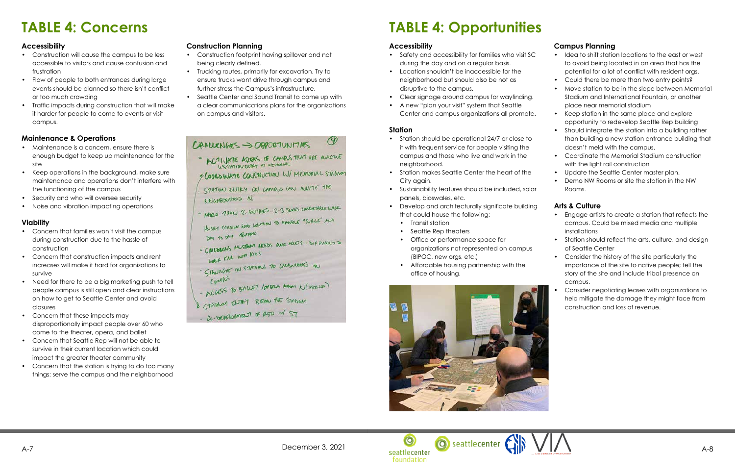# TABLE 4: Concerns

### Accessibility

- Construction will cause the campus to be less accessible to visitors and cause confusion and frustration
- Flow of people to both entrances during large events should be planned so there isn't conflict or too much crowding
- Traffic impacts during construction that will make it harder for people to come to events or visit campus.

### Maintenance & Operations

- Maintenance is a concern, ensure there is enough budget to keep up maintenance for the site
- Keep operations in the background, make sure maintenance and operations don't interfere with the functioning of the campus
- Security and who will oversee security
- Noise and vibration impacting operations

### Viability

- Concern that families won't visit the campus during construction due to the hassle of construction
- Concern that construction impacts and rent increases will make it hard for organizations to survive
- Need for there to be a big marketing push to tell people campus is still open and clear instructions on how to get to Seattle Center and avoid closures
- Concern that these impacts may disproportionally impact people over 60 who come to the theater, opera, and ballet
- Concern that Seattle Rep will not be able to survive in their current location which could impact the greater theater community
- Concern that the station is trying to do too many things: serve the campus and the neighborhood

### Construction Planning

- Construction footprint having spillover and not being clearly defined.
- Trucking routes, primarily for excavation. Try to ensure trucks wont drive through campus and further stress the Campus's infrastructure.
- Seattle Center and Sound Transit to come up with a clear communications plans for the organizations on campus and visitors.

CHALLENGES → OPPORTUNITIES (4)

- ACTIVATE AREAS OF CAMPUS THAT ARE INACTIVE (STATION ENTRY AT MEMORIAL)
- COORDINATE CONSTRUCTION W/ MEMORIAL STADIUM
- STATION ENTRY ON CAMPUS CAN INVITE THE NEIGHBORHOOD IN
- MORE THAN 2 ENTRIES. 2-3 BLOCKS COMFORTABLE WALK
- HUSKY STADIUM GOOD LOCATION TO HANDLE "SURGE" AND DAY TO DAY TRAFFIC
- CHILDREN'S MUSEUM NEEDS CLOSE ACCESS - DIFFICULT TO WALK FAR WITH KIDS
- SIGNAGE IN STATIONS TO LANDMARKS ON CAMPUS
- ACCESS TO BALLET / OPERA FROM N/(MERCER)
- STADIUM ENTRY BELOW THE STADIUM
- CO-DEVELOPMENT OF REP W/ ST

# TABLE 4: Opportunities

### Accessibility

- Safety and accessibility for families who visit SC during the day and on a regular basis.
- Location shouldn't be inaccessible for the neighborhood but should also be not as disruptive to the campus.
- Clear signage around campus for wayfinding.
- A new "plan your visit" system that Seattle Center and campus organizations all promote.

### Station

- Station should be operational 24/7 or close to it with frequent service for people visiting the campus and those who live and work in the neighborhood.
- Station makes Seattle Center the heart of the City again.
- Sustainability features should be included, solar panels, bioswales, etc.
- Develop and architecturally significant building that could house the following:
  - Transit station
  - Seattle Rep theaters
  - Office or performance space for organizations not represented on campus (BIPOC, new orgs, etc.)
  - Affordable housing partnership with the office of housing.

### Campus Planning

- Idea to shift station locations to the east or west to avoid being located in an area that has the potential for a lot of conflict with resident orgs.
- Could there be more than two entry points?
- Move station to be in the slope between Memorial Stadium and International Fountain, or another place near memorial stadium
- Keep station in the same place and explore opportunity to redevelop Seattle Rep building
- Should integrate the station into a building rather than building a new station entrance building that doesn't meld with the campus.
- Coordinate the Memorial Stadium construction with the light rail construction
- Update the Seattle Center master plan.
- Demo NW Rooms or site the station in the NW Rooms.

### Arts & Culture

- Engage artists to create a station that reflects the campus. Could be mixed media and multiple installations
- Station should reflect the arts, culture, and design of Seattle Center
- Consider the history of the site particularly the importance of the site to native people; tell the story of the site and include tribal presence on campus.
- Consider negotiating leases with organizations to help mitigate the damage they might face from construction and loss of revenue.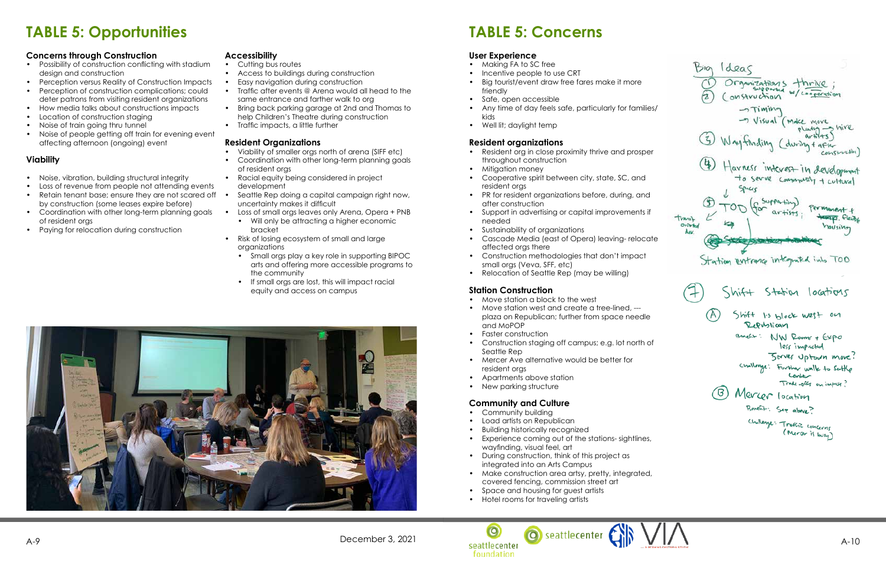# TABLE 5: Opportunities

### Concerns through Construction

- Possibility of construction conflicting with stadium design and construction
- Perception versus Reality of Construction Impacts
- Perception of construction complications; could deter patrons from visiting resident organizations
- How media talks about constructions impacts
- Location of construction staging
- Noise of train going thru tunnel
- Noise of people getting off train for evening event affecting afternoon (ongoing) event

### Viability

- Noise, vibration, building structural integrity
- Loss of revenue from people not attending events
- Retain tenant base; ensure they are not scared off by construction (some leases expire before)
- Coordination with other long-term planning goals of resident orgs
- Paying for relocation during construction

### Accessibility

- Cutting bus routes
- Access to buildings during construction
- Easy navigation during construction
- Traffic after events @ Arena would all head to the same entrance and farther walk to org
- Bring back parking garage at 2nd and Thomas to help Children's Theatre during construction
- Traffic impacts, a little further

### Resident Organizations

- Viability of smaller orgs north of arena (SIFF etc)
- Coordination with other long-term planning goals of resident orgs
- Racial equity being considered in project development
- Seattle Rep doing a capital campaign right now, uncertainty makes it difficult
- Loss of small orgs leaves only Arena, Opera + PNB
  - Will only be attracting a higher economic bracket
- Risk of losing ecosystem of small and large organizations
  - Small orgs play a key role in supporting BIPOC arts and offering more accessible programs to the community
  - If small orgs are lost, this will impact racial equity and access on campus

# TABLE 5: Concerns

### User Experience

- Making FA to SC free
- Incentive people to use CRT
- Big tourist/event draw free fares make it more friendly
- Safe, open accessible
- Any time of day feels safe, particularly for families/ kids
- Well lit; daylight temp

### Resident organizations

- Resident org in close proximity thrive and prosper throughout construction
- Mitigation money
- Cooperative spirit between city, state, SC, and resident orgs
- PR for resident organizations before, during, and after construction
- Support in advertising or capital improvements if needed
- Sustainability of organizations
- Cascade Media (east of Opera) leaving- relocate affected orgs there
- Construction methodologies that don't impact small orgs (Veva, SFF, etc)
- Relocation of Seattle Rep (may be willing)

### Station Construction

- Move station a block to the west
- Move station west and create a tree-lined, --- plaza on Republican; further from space needle and MoPOP
- Faster construction
- Construction staging off campus; e.g. lot north of Seattle Rep
- Mercer Ave alternative would be better for resident orgs
- Apartments above station
- New parking structure

### Community and Culture

- Community building
- Load artists on Republican
- Building historically recognized
- Experience coming out of the stations- sightlines, wayfinding, visual feel, art
- During construction, think of this project as integrated into an Arts Campus
- Make construction area artsy, pretty, integrated, covered fencing, commission street art
- Space and housing for guest artists
- Hotel rooms for traveling artists

December 3, 2021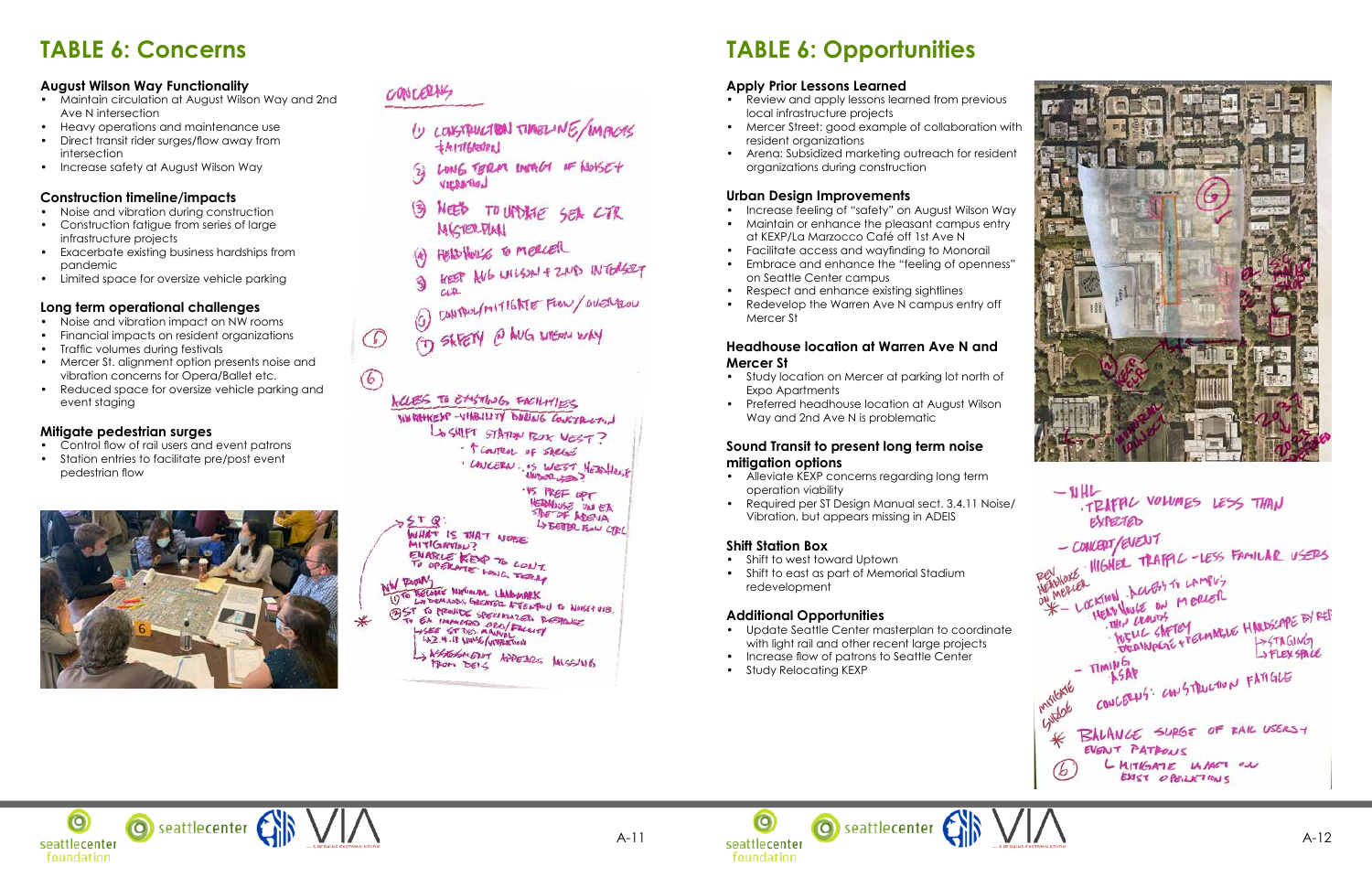# TABLE 6: Concerns

### August Wilson Way Functionality

- Maintain circulation at August Wilson Way and 2nd Ave N intersection
- Heavy operations and maintenance use
- Direct transit rider surges/flow away from intersection
- Increase safety at August Wilson Way

### Construction timeline/impacts

- Noise and vibration during construction
- Construction fatigue from series of large infrastructure projects
- Exacerbate existing business hardships from pandemic
- Limited space for oversize vehicle parking

### Long term operational challenges

- Noise and vibration impact on NW rooms
- Financial impacts on resident organizations
- Traffic volumes during festivals
- Mercer St. alignment option presents noise and vibration concerns for Opera/Ballet etc.
- Reduced space for oversize vehicle parking and event staging

### Mitigate pedestrian surges

- Control flow of rail users and event patrons
- Station entries to facilitate pre/post event pedestrian flow

# TABLE 6: Opportunities

### Apply Prior Lessons Learned

- Review and apply lessons learned from previous local infrastructure projects
- Mercer Street: good example of collaboration with resident organizations
- Arena: Subsidized marketing outreach for resident organizations during construction

### Urban Design Improvements

- Increase feeling of "safety" on August Wilson Way
- Maintain or enhance the pleasant campus entry at KEXP/La Marzocco Café off 1st Ave N
- Facilitate access and wayfinding to Monorail
- Embrace and enhance the "feeling of openness" on Seattle Center campus
- Respect and enhance existing sightlines
- Redevelop the Warren Ave N campus entry off Mercer St

### Headhouse location at Warren Ave N and Mercer St

- Study location on Mercer at parking lot north of Expo Apartments
- Preferred headhouse location at August Wilson Way and 2nd Ave N is problematic

### Sound Transit to present long term noise mitigation options

- Alleviate KEXP concerns regarding long term operation viability
- Required per ST Design Manual sect. 3.4.11 Noise/ Vibration, but appears missing in ADEIS

### Shift Station Box

- Shift to west toward Uptown
- Shift to east as part of Memorial Stadium redevelopment

### Additional Opportunities

- Update Seattle Center masterplan to coordinate with light rail and other recent large projects
- Increase flow of patrons to Seattle Center
- Study Relocating KEXP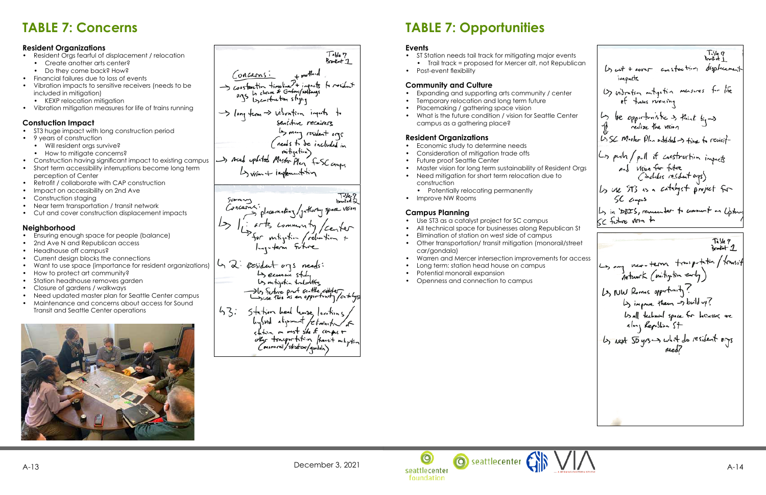# TABLE 7: Concerns

### Resident Organizations

- Resident Orgs fearful of displacement / relocation
  - Create another arts center?
  - Do they come back? How?
- Financial failures due to loss of events
- Vibration impacts to sensitive receivers (needs to be included in mitigation)
  - KEXP relocation mitigation
- Vibration mitigation measures for life of trains running

### Constuction Impact

- ST3 huge impact with long construction period
- 9 years of construction
  - Will resident orgs survive?
  - How to mitigate concerns?
- Construction having significant impact to existing campus
- Short term accessibility interruptions become long term perception of Center
- Retrofit / collaborate with CAP construction
- Impact on accessibility on 2nd Ave
- Construction staging
- Near term transportation / transit network
- Cut and cover construction displacement impacts

### Neighborhood

- Ensuring enough space for people (balance)
- 2nd Ave N and Republican access
- Headhouse off campus?
- Current design blocks the connections
- Want to use space (importance for resident organizations)
- How to protect art community?
- Station headhouse removes garden
- Closure of gardens / walkways
- Need updated master plan for Seattle Center campus
- Maintenance and concerns about access for Sound Transit and Seattle Center operations

Table 7
Breakout 1

Concerns: + method
→ construction timeline? + impacts to resident orgs ↳ closure of Gardens/walkways ↳ construction staging
→ long term → vibration impacts to sensitive receivers ↳ many resident orgs (needs to be included in mitigation)
→ need updated Master Plan for SC campus ↳ vision + implementation

Summary
Table 7
breakout 2

Concerns: placemaking / gathering space vision
↳ 1: arts community / center ↳ for mitigation / relocation + long-term future
↳ 2: Resident orgs needs: ↳ economic study ↳ mitigation tradeoffs →↳ future proof seattle center ↳ use this as an opportunity / catalyst
↳ 3: Station head house locations / hybrid alignment / elimination of station on west side of campus + other transportation / transit mitigation (monorail / streetcar / gondola)

# TABLE 7: Opportunities

### Events

- ST Station needs tail track for mitigating major events
  - Trail track = proposed for Mercer alt, not Republican
- Post-event flexibility

### Community and Culture

- Expanding and supporting arts community / center
- Temporary relocation and long term future
- Placemaking / gathering space vision
- What is the future condition / vision for Seattle Center campus as a gathering place?

### Resident Organizations

- Economic study to determine needs
- Consideration of mitigation trade offs
- Master vision for long term sustainability of Resident Orgs
- Need mitigation for short term relocation due to construction
  - Potentially relocating permanently
- Improve NW Rooms

### Campus Planning

- Use ST3 as a catalyst project for SC campus
- All technical space for businesses along Republican St
- Elimination of station on west side of campus
- Other transportation/ transit mitigation (monorail/street car/gondala)
- Warren and Mercer intersection improvements for access
- Long term: station head house on campus
- Potential monorail expansion
- Openness and connection to campus

Table 7
breakout 1

↳ cut + cover construction displacement impacts
↳ vibration mitigation measures for life of trains running
↳ be opportunistic → think big → realize the vision
↳ SC Master Plan outdated → time to revisit
↳ push / pull of construction impacts and vision for future (includes resident orgs)
↳ use ST3 as a catalyst project for SC campus
↳ in DEIS, remember to comment on Uptown SC future vision +

Table 7
breakout 2

↳ any near-term transportation / transit network (mitigation early)
↳ NW Rooms opportunity?
↳ improve them → build up?
↳ all technical space for businesses are along Republican St
↳ next 50 yrs → what do resident orgs need?

December 3, 2021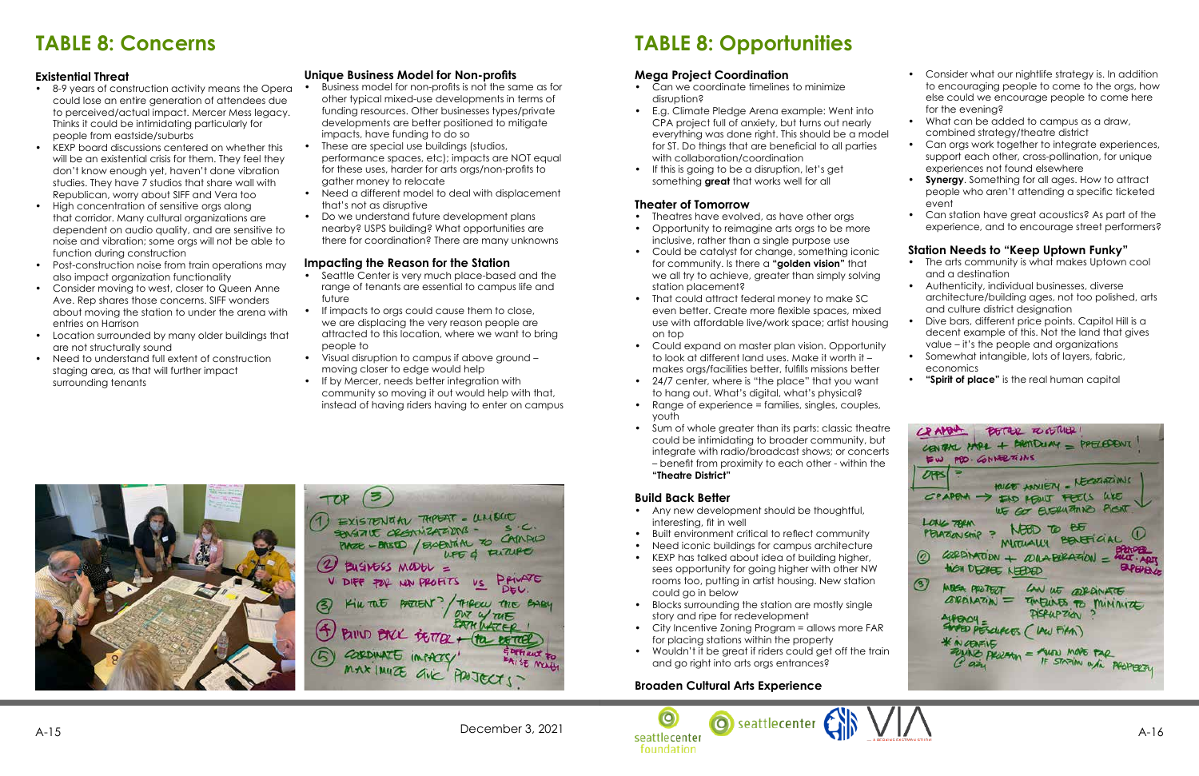# TABLE 8: Concerns

### Existential Threat

- 8-9 years of construction activity means the Opera could lose an entire generation of attendees due to perceived/actual impact. Mercer Mess legacy. Thinks it could be intimidating particularly for people from eastside/suburbs
- KEXP board discussions centered on whether this will be an existential crisis for them. They feel they don't know enough yet, haven't done vibration studies. They have 7 studios that share wall with Republican, worry about SIFF and Vera too
- High concentration of sensitive orgs along that corridor. Many cultural organizations are dependent on audio quality, and are sensitive to noise and vibration; some orgs will not be able to function during construction
- Post-construction noise from train operations may also impact organization functionality
- Consider moving to west, closer to Queen Anne Ave. Rep shares those concerns. SIFF wonders about moving the station to under the arena with entries on Harrison
- Location surrounded by many older buildings that are not structurally sound
- Need to understand full extent of construction staging area, as that will further impact surrounding tenants

### Unique Business Model for Non-profits

- Business model for non-profits is not the same as for other typical mixed-use developments in terms of funding resources. Other businesses types/private developments are better positioned to mitigate impacts, have funding to do so
- These are special use buildings (studios, performance spaces, etc); impacts are NOT equal for these uses, harder for arts orgs/non-profits to gather money to relocate
- Need a different model to deal with displacement that's not as disruptive
- Do we understand future development plans nearby? USPS building? What opportunities are there for coordination? There are many unknowns

### Impacting the Reason for the Station

- Seattle Center is very much place-based and the range of tenants are essential to campus life and future
- If impacts to orgs could cause them to close, we are displacing the very reason people are attracted to this location, where we want to bring people to
- Visual disruption to campus if above ground – moving closer to edge would help
- If by Mercer, needs better integration with community so moving it out would help with that, instead of having riders having to enter on campus

# TABLE 8: Opportunities

### Mega Project Coordination

- Can we coordinate timelines to minimize disruption?
- E.g. Climate Pledge Arena example: Went into CPA project full of anxiety, but turns out nearly everything was done right. This should be a model for ST. Do things that are beneficial to all parties with collaboration/coordination
- If this is going to be a disruption, let's get something **great** that works well for all

### Theater of Tomorrow

- Theatres have evolved, as have other orgs
- Opportunity to reimagine arts orgs to be more inclusive, rather than a single purpose use
- Could be catalyst for change, something iconic for community. Is there a **"golden vision"** that we all try to achieve, greater than simply solving station placement?
- That could attract federal money to make SC even better. Create more flexible spaces, mixed use with affordable live/work space; artist housing on top
- Could expand on master plan vision. Opportunity to look at different land uses. Make it worth it – makes orgs/facilities better, fulfills missions better
- 24/7 center, where is "the place" that you want to hang out. What's digital, what's physical?
- Range of experience = families, singles, couples, youth
- Sum of whole greater than its parts: classic theatre could be intimidating to broader community, but integrate with radio/broadcast shows; or concerts – benefit from proximity to each other - within the **"Theatre District"**

### Build Back Better

- Any new development should be thoughtful, interesting, fit in well
- Built environment critical to reflect community
- Need iconic buildings for campus architecture
- KEXP has talked about idea of building higher, sees opportunity for going higher with other NW rooms too, putting in artist housing. New station could go in below
- Blocks surrounding the station are mostly single story and ripe for redevelopment
- City Incentive Zoning Program = allows more FAR for placing stations within the property
- Wouldn't it be great if riders could get off the train and go right into arts orgs entrances?

### Broaden Cultural Arts Experience

- Consider what our nightlife strategy is. In addition to encouraging people to come to the orgs, how else could we encourage people to come here for the evening?
- What can be added to campus as a draw, combined strategy/theatre district
- Can orgs work together to integrate experiences, support each other, cross-pollination, for unique experiences not found elsewhere
- **Synergy**. Something for all ages. How to attract people who aren't attending a specific ticketed event
- Can station have great acoustics? As part of the experience, and to encourage street performers?

### Station Needs to "Keep Uptown Funky"

- The arts community is what makes Uptown cool and a destination
- Authenticity, individual businesses, diverse architecture/building ages, not too polished, arts and culture district designation
- Dive bars, different price points. Capitol Hill is a decent example of this. Not the land that gives value – it's the people and organizations
- Somewhat intangible, lots of layers, fabric, economics
- **"Spirit of place"** is the real human capital

December 3, 2021